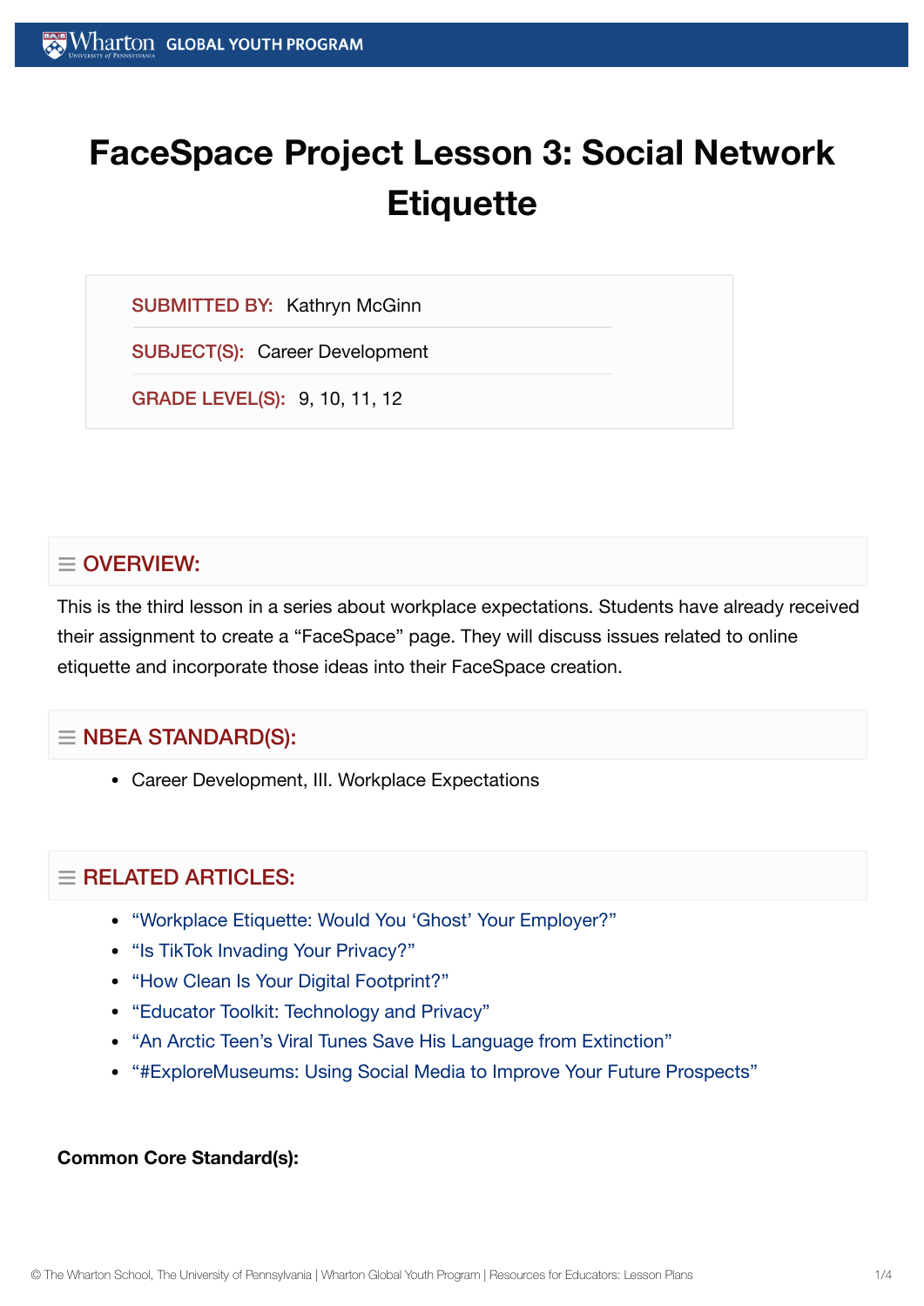# FaceSpace Project Lesson 3: Social Network Etiquette

**SUBMITTED BY:** Kathryn McGinn

**SUBJECT(S):** Career Development

**GRADE LEVEL(S):** 9, 10, 11, 12

## OVERVIEW:

This is the third lesson in a series about workplace expectations. Students have already received their assignment to create a "FaceSpace" page. They will discuss issues related to online etiquette and incorporate those ideas into their FaceSpace creation.

## NBEA STANDARD(S):

- Career Development, III. Workplace Expectations

## RELATED ARTICLES:

- "Workplace Etiquette: Would You 'Ghost' Your Employer?"
- "Is TikTok Invading Your Privacy?"
- "How Clean Is Your Digital Footprint?"
- "Educator Toolkit: Technology and Privacy"
- "An Arctic Teen's Viral Tunes Save His Language from Extinction"
- "#ExploreMuseums: Using Social Media to Improve Your Future Prospects"

**Common Core Standard(s):**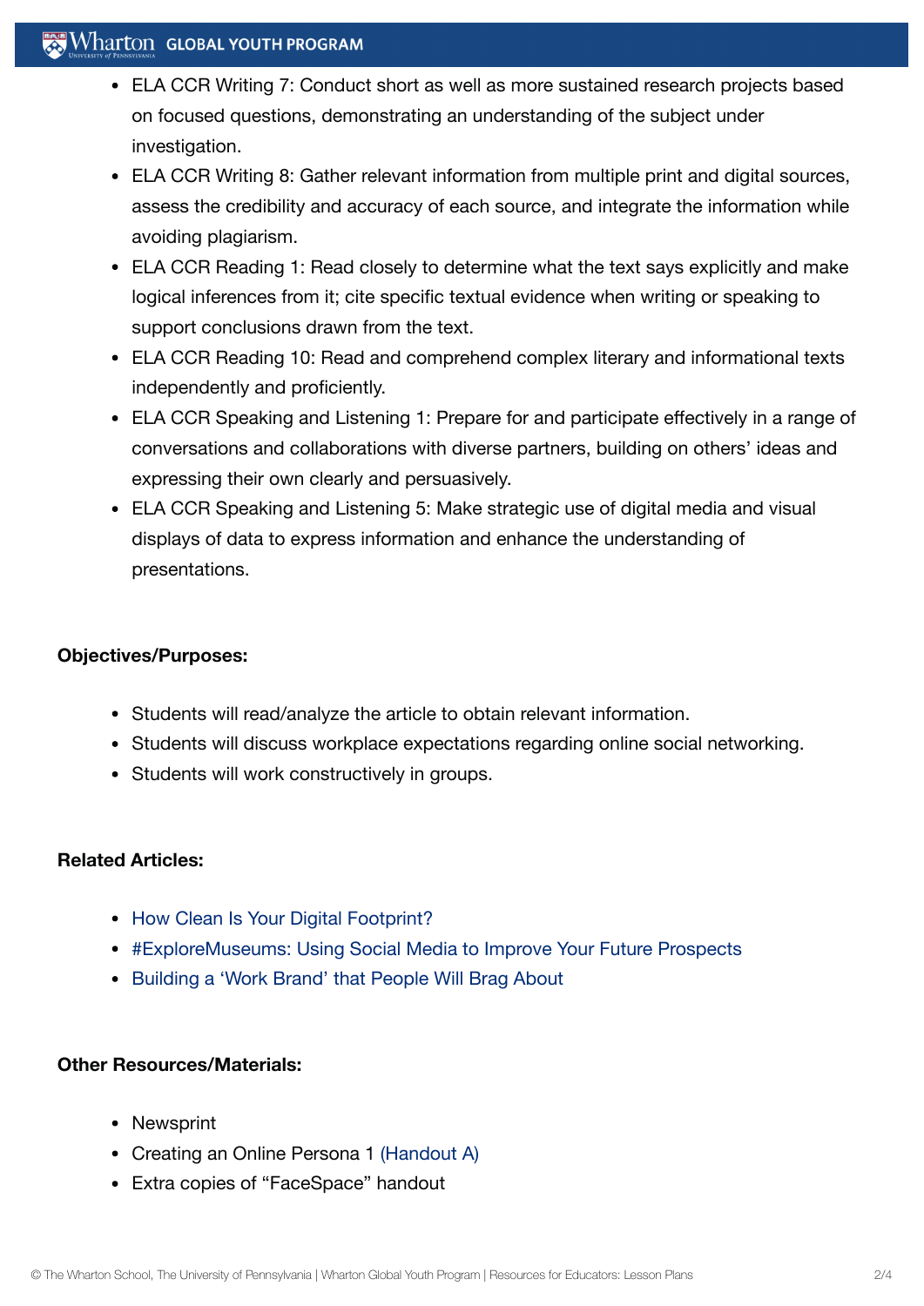- ELA CCR Writing 7: Conduct short as well as more sustained research projects based on focused questions, demonstrating an understanding of the subject under investigation.
- ELA CCR Writing 8: Gather relevant information from multiple print and digital sources, assess the credibility and accuracy of each source, and integrate the information while avoiding plagiarism.
- ELA CCR Reading 1: Read closely to determine what the text says explicitly and make logical inferences from it; cite specific textual evidence when writing or speaking to support conclusions drawn from the text.
- ELA CCR Reading 10: Read and comprehend complex literary and informational texts independently and proficiently.
- ELA CCR Speaking and Listening 1: Prepare for and participate effectively in a range of conversations and collaborations with diverse partners, building on others' ideas and expressing their own clearly and persuasively.
- ELA CCR Speaking and Listening 5: Make strategic use of digital media and visual displays of data to express information and enhance the understanding of presentations.

**Objectives/Purposes:**

- Students will read/analyze the article to obtain relevant information.
- Students will discuss workplace expectations regarding online social networking.
- Students will work constructively in groups.

**Related Articles:**

- How Clean Is Your Digital Footprint?
- #ExploreMuseums: Using Social Media to Improve Your Future Prospects
- Building a 'Work Brand' that People Will Brag About

**Other Resources/Materials:**

- Newsprint
- Creating an Online Persona 1 (Handout A)
- Extra copies of "FaceSpace" handout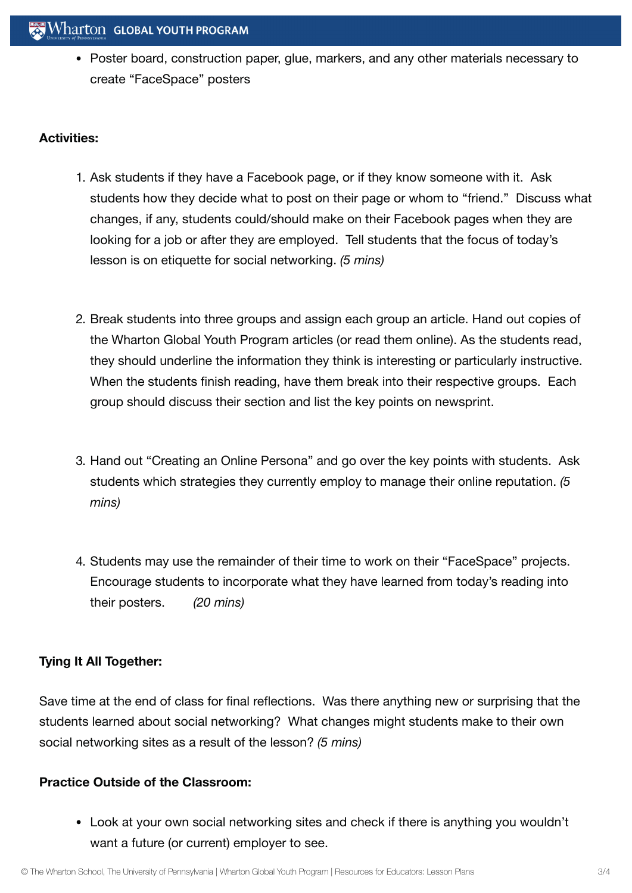- Poster board, construction paper, glue, markers, and any other materials necessary to create "FaceSpace" posters

**Activities:**

1. Ask students if they have a Facebook page, or if they know someone with it. Ask students how they decide what to post on their page or whom to "friend." Discuss what changes, if any, students could/should make on their Facebook pages when they are looking for a job or after they are employed. Tell students that the focus of today's lesson is on etiquette for social networking. *(5 mins)*

2. Break students into three groups and assign each group an article. Hand out copies of the Wharton Global Youth Program articles (or read them online). As the students read, they should underline the information they think is interesting or particularly instructive. When the students finish reading, have them break into their respective groups. Each group should discuss their section and list the key points on newsprint.

3. Hand out "Creating an Online Persona" and go over the key points with students. Ask students which strategies they currently employ to manage their online reputation. *(5 mins)*

4. Students may use the remainder of their time to work on their "FaceSpace" projects. Encourage students to incorporate what they have learned from today's reading into their posters. *(20 mins)*

**Tying It All Together:**

Save time at the end of class for final reflections. Was there anything new or surprising that the students learned about social networking? What changes might students make to their own social networking sites as a result of the lesson? *(5 mins)*

**Practice Outside of the Classroom:**

- Look at your own social networking sites and check if there is anything you wouldn't want a future (or current) employer to see.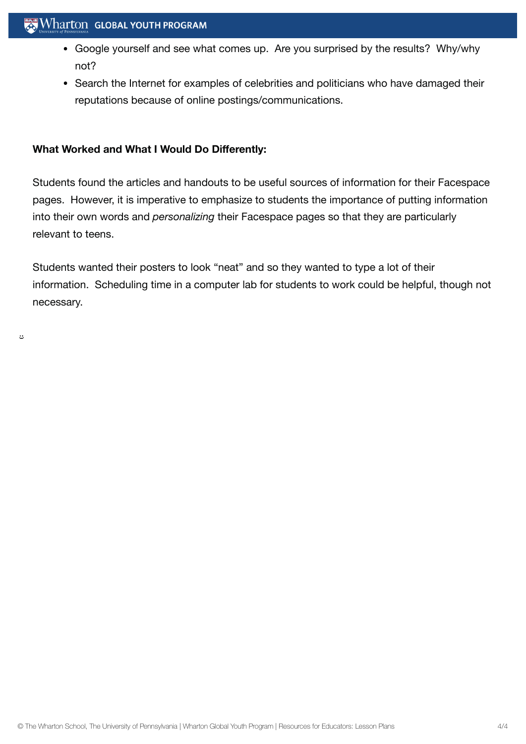- Google yourself and see what comes up. Are you surprised by the results? Why/why not?
- Search the Internet for examples of celebrities and politicians who have damaged their reputations because of online postings/communications.

**What Worked and What I Would Do Differently:**

Students found the articles and handouts to be useful sources of information for their Facespace pages. However, it is imperative to emphasize to students the importance of putting information into their own words and *personalizing* their Facespace pages so that they are particularly relevant to teens.

Students wanted their posters to look "neat" and so they wanted to type a lot of their information. Scheduling time in a computer lab for students to work could be helpful, though not necessary.